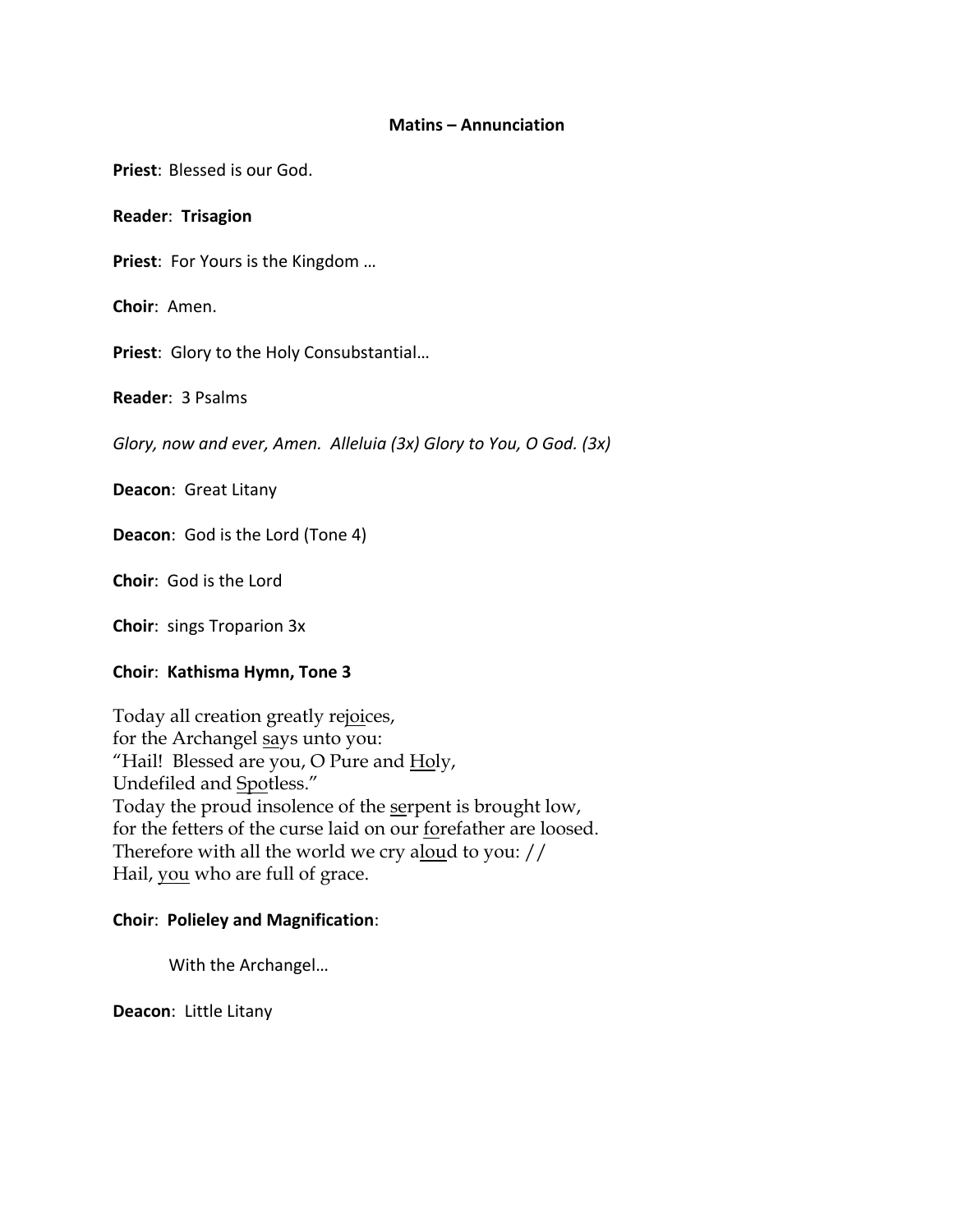# Matins – Annunciation

**Priest**: Blessed is our God.

**Reader**: **Trisagion**

**Priest**: For Yours is the Kingdom …

**Choir**: Amen.

**Priest**: Glory to the Holy Consubstantial…

**Reader**: 3 Psalms

*Glory, now and ever, Amen. Alleluia (3x) Glory to You, O God. (3x)*

**Deacon**: Great Litany

**Deacon**: God is the Lord (Tone 4)

**Choir**: God is the Lord

**Choir**: sings Troparion 3x

**Choir**: **Kathisma Hymn, Tone 3**

Today all creation greatly re<u>joi</u>ces,
for the Archangel <u>sa</u>ys unto you:
"Hail! Blessed are you, O Pure and <u>Ho</u>ly,
Undefiled and <u>Spo</u>tless."
Today the proud insolence of the <u>se</u>rpent is brought low,
for the fetters of the curse laid on our <u>fo</u>refather are loosed.
Therefore with all the world we cry a<u>lou</u>d to you: //
Hail, <u>you</u> who are full of grace.

**Choir**: **Polieley and Magnification**:

With the Archangel…

**Deacon**: Little Litany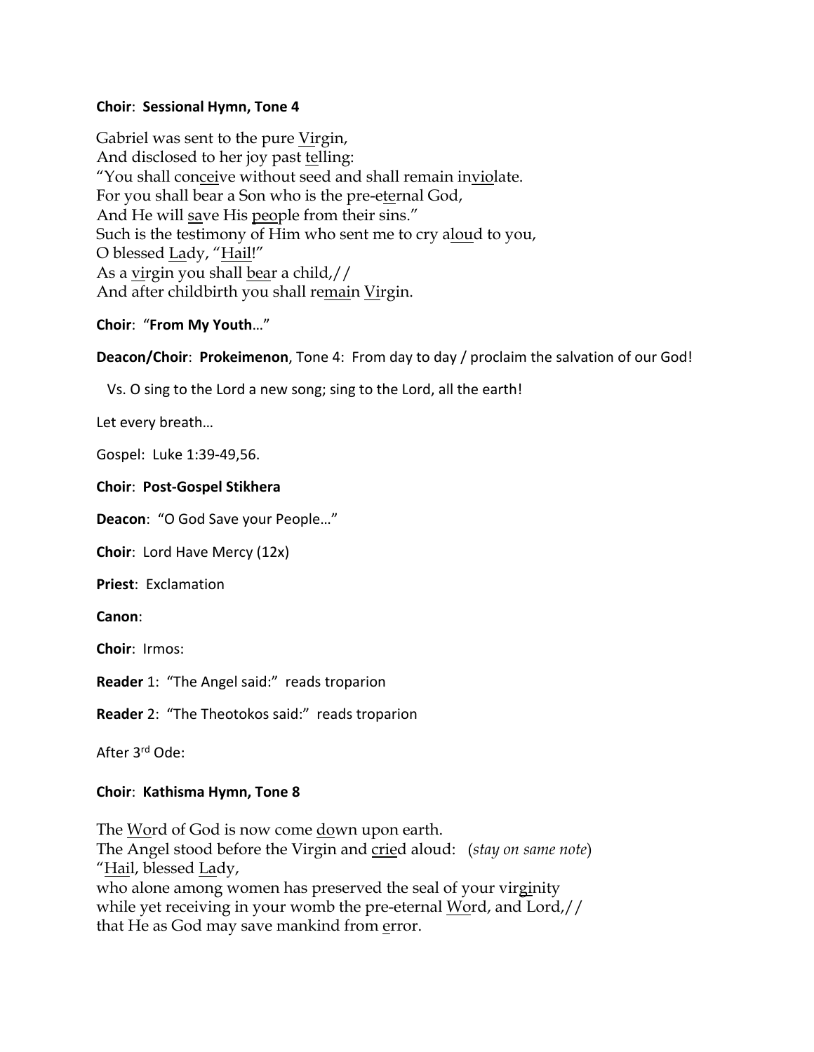**Choir**: **Sessional Hymn, Tone 4**

Gabriel was sent to the pure <u>Vi</u>rgin,
And disclosed to her joy past <u>te</u>lling:
"You shall con<u>cei</u>ve without seed and shall remain in<u>vio</u>late.
For you shall bear a Son who is the pre-e<u>te</u>rnal God,
And He will <u>sa</u>ve His <u>peo</u>ple from their sins."
Such is the testimony of Him who sent me to cry a<u>lou</u>d to you,
O blessed <u>La</u>dy, "<u>Hail</u>!"
As a <u>vi</u>rgin you shall <u>bea</u>r a child,//
And after childbirth you shall re<u>mai</u>n <u>Vi</u>rgin.

**Choir**: "**From My Youth**…"

**Deacon/Choir**: **Prokeimenon**, Tone 4: From day to day / proclaim the salvation of our God!

Vs. O sing to the Lord a new song; sing to the Lord, all the earth!

Let every breath…

Gospel: Luke 1:39-49,56.

**Choir**: **Post-Gospel Stikhera**

**Deacon**: "O God Save your People…"

**Choir**: Lord Have Mercy (12x)

**Priest**: Exclamation

**Canon**:

**Choir**: Irmos:

**Reader** 1: "The Angel said:" reads troparion

**Reader** 2: "The Theotokos said:" reads troparion

After 3rd Ode:

**Choir**: **Kathisma Hymn, Tone 8**

The <u>Wo</u>rd of God is now come <u>do</u>wn upon earth.
The Angel stood before the Virgin and <u>crie</u>d aloud: (*stay on same note*)
"<u>Hai</u>l, blessed <u>La</u>dy,
who alone among women has preserved the seal of your vir<u>gi</u>nity
while yet receiving in your womb the pre-eternal <u>Wo</u>rd, and Lord,//
that He as God may save mankind from <u>e</u>rror.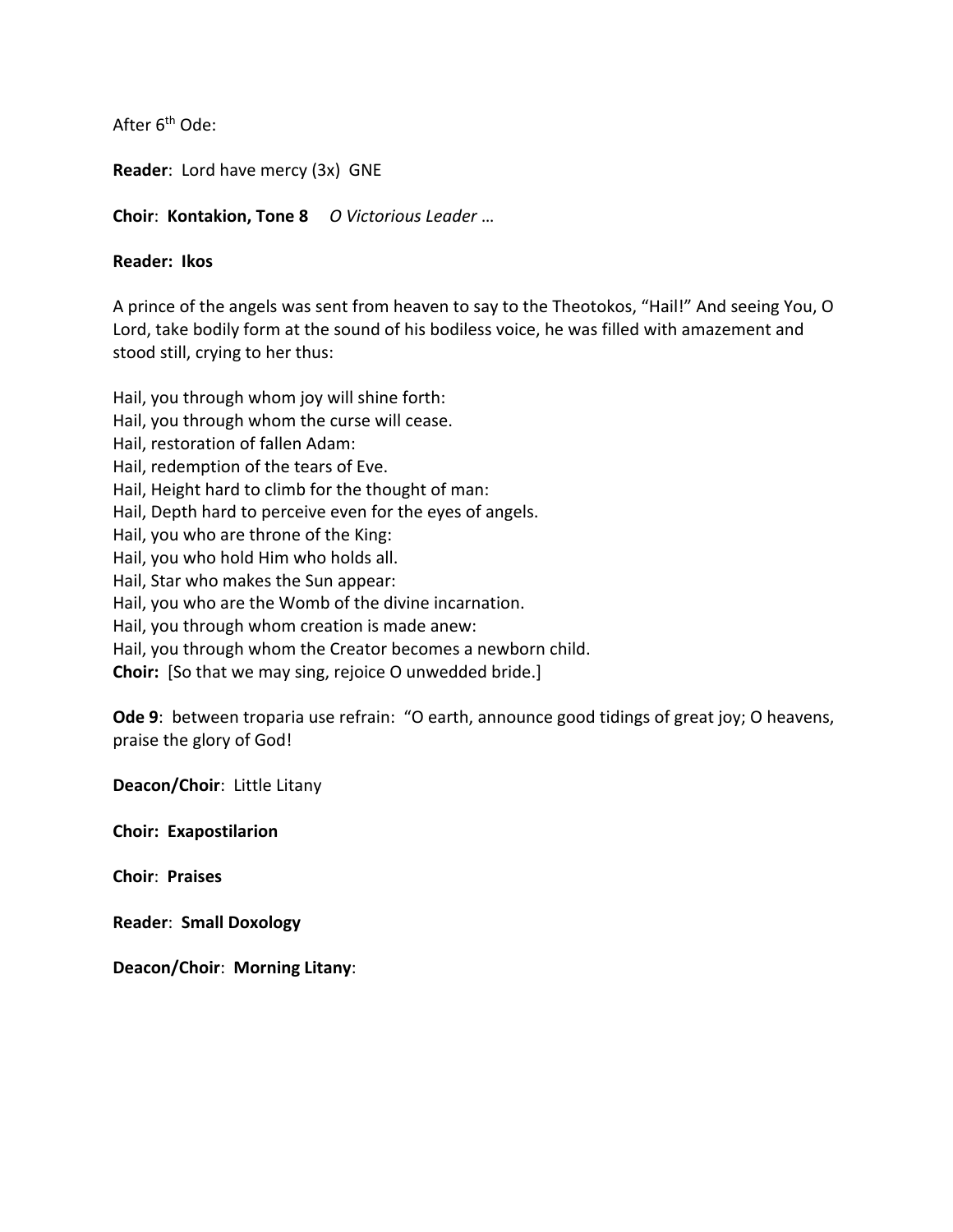After 6th Ode:

**Reader**: Lord have mercy (3x) GNE

**Choir**: **Kontakion, Tone 8** *O Victorious Leader …*

**Reader: Ikos**

A prince of the angels was sent from heaven to say to the Theotokos, "Hail!" And seeing You, O Lord, take bodily form at the sound of his bodiless voice, he was filled with amazement and stood still, crying to her thus:

Hail, you through whom joy will shine forth:
Hail, you through whom the curse will cease.
Hail, restoration of fallen Adam:
Hail, redemption of the tears of Eve.
Hail, Height hard to climb for the thought of man:
Hail, Depth hard to perceive even for the eyes of angels.
Hail, you who are throne of the King:
Hail, you who hold Him who holds all.
Hail, Star who makes the Sun appear:
Hail, you who are the Womb of the divine incarnation.
Hail, you through whom creation is made anew:
Hail, you through whom the Creator becomes a newborn child.
**Choir:** [So that we may sing, rejoice O unwedded bride.]

**Ode 9**: between troparia use refrain: "O earth, announce good tidings of great joy; O heavens, praise the glory of God!

**Deacon/Choir**: Little Litany

**Choir: Exapostilarion**

**Choir**: **Praises**

**Reader**: **Small Doxology**

**Deacon/Choir**: **Morning Litany**: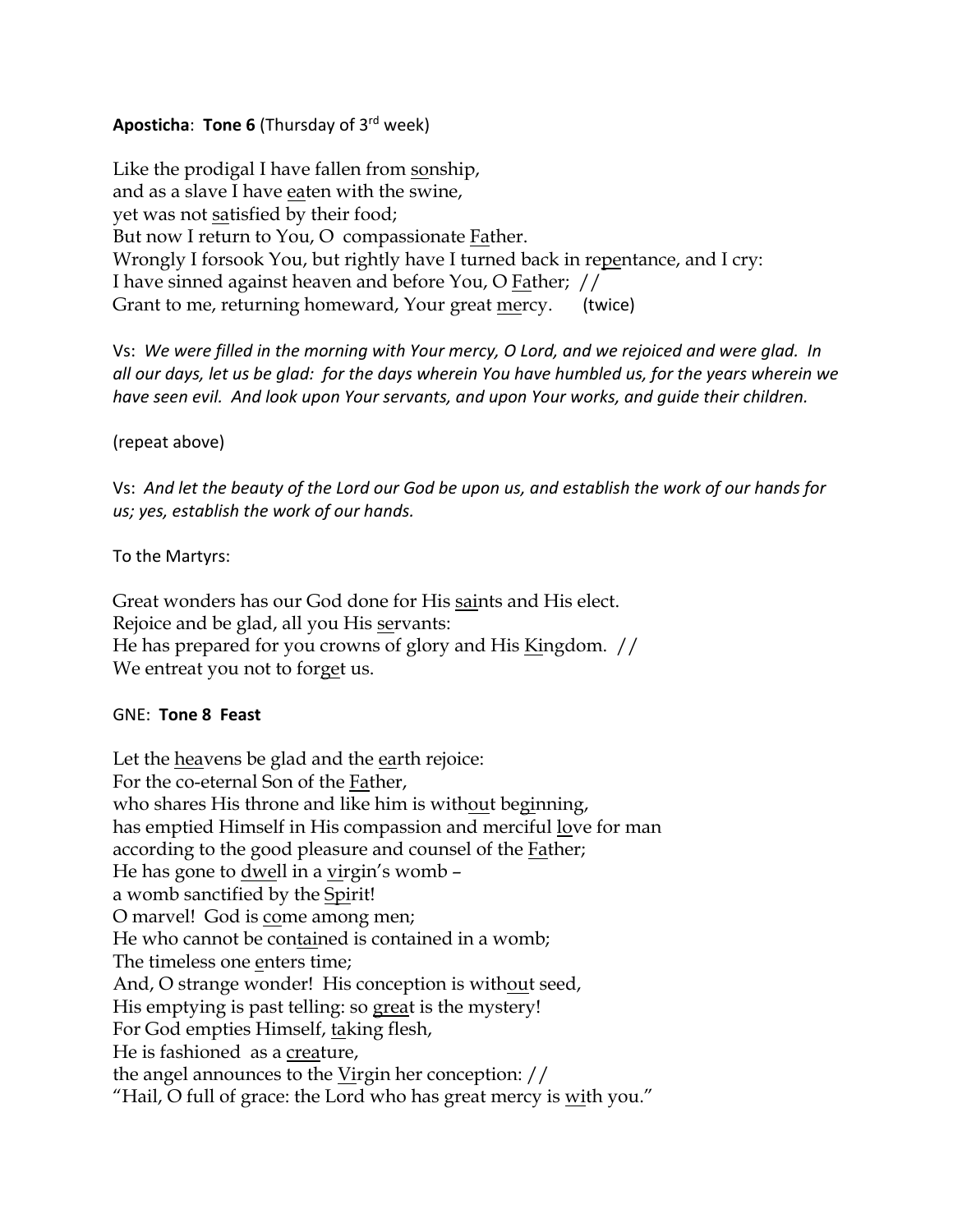**Aposticha**: **Tone 6** (Thursday of 3rd week)

Like the prodigal I have fallen from <u>so</u>nship,
and as a slave I have <u>ea</u>ten with the swine,
yet was not <u>sa</u>tisfied by their food;
But now I return to You, O compassionate <u>Fa</u>ther.
Wrongly I forsook You, but rightly have I turned back in re<u>pe</u>ntance, and I cry:
I have sinned against heaven and before You, O <u>Fa</u>ther; //
Grant to me, returning homeward, Your great <u>me</u>rcy. (twice)

Vs: *We were filled in the morning with Your mercy, O Lord, and we rejoiced and were glad. In all our days, let us be glad: for the days wherein You have humbled us, for the years wherein we have seen evil. And look upon Your servants, and upon Your works, and guide their children.*

(repeat above)

Vs: *And let the beauty of the Lord our God be upon us, and establish the work of our hands for us; yes, establish the work of our hands.*

To the Martyrs:

Great wonders has our God done for His <u>sai</u>nts and His elect.
Rejoice and be glad, all you His <u>se</u>rvants:
He has prepared for you crowns of glory and His <u>Ki</u>ngdom. //
We entreat you not to for<u>ge</u>t us.

GNE: **Tone 8 Feast**

Let the <u>hea</u>vens be glad and the <u>ea</u>rth rejoice:
For the co-eternal Son of the <u>Fa</u>ther,
who shares His throne and like him is with<u>ou</u>t beg<u>i</u>nning,
has emptied Himself in His compassion and merciful <u>lo</u>ve for man
according to the good pleasure and counsel of the <u>Fa</u>ther;
He has gone to <u>dwe</u>ll in a <u>vi</u>rgin's womb –
a womb sanctified by the <u>Spi</u>rit!
O marvel! God is <u>co</u>me among men;
He who cannot be con<u>tai</u>ned is contained in a womb;
The timeless one <u>e</u>nters time;
And, O strange wonder! His conception is with<u>ou</u>t seed,
His emptying is past telling: so <u>grea</u>t is the mystery!
For God empties Himself, <u>ta</u>king flesh,
He is fashioned as a <u>crea</u>ture,
the angel announces to the <u>Vi</u>rgin her conception: //
"Hail, O full of grace: the Lord who has great mercy is <u>wi</u>th you."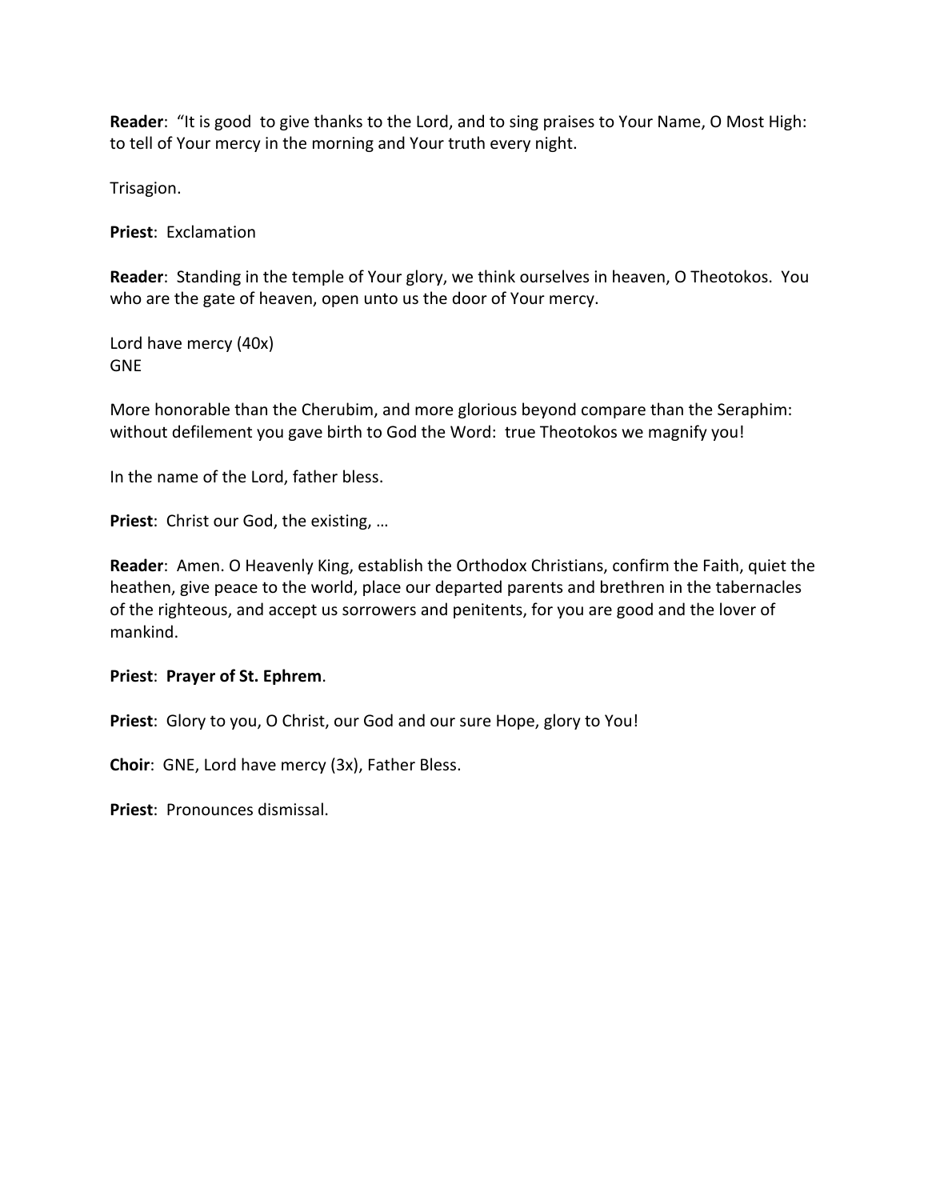**Reader**: "It is good  to give thanks to the Lord, and to sing praises to Your Name, O Most High: to tell of Your mercy in the morning and Your truth every night.

Trisagion.

**Priest**: Exclamation

**Reader**: Standing in the temple of Your glory, we think ourselves in heaven, O Theotokos. You who are the gate of heaven, open unto us the door of Your mercy.

Lord have mercy (40x)
GNE

More honorable than the Cherubim, and more glorious beyond compare than the Seraphim: without defilement you gave birth to God the Word: true Theotokos we magnify you!

In the name of the Lord, father bless.

**Priest**: Christ our God, the existing, …

**Reader**: Amen. O Heavenly King, establish the Orthodox Christians, confirm the Faith, quiet the heathen, give peace to the world, place our departed parents and brethren in the tabernacles of the righteous, and accept us sorrowers and penitents, for you are good and the lover of mankind.

**Priest**: **Prayer of St. Ephrem**.

**Priest**: Glory to you, O Christ, our God and our sure Hope, glory to You!

**Choir**: GNE, Lord have mercy (3x), Father Bless.

**Priest**: Pronounces dismissal.